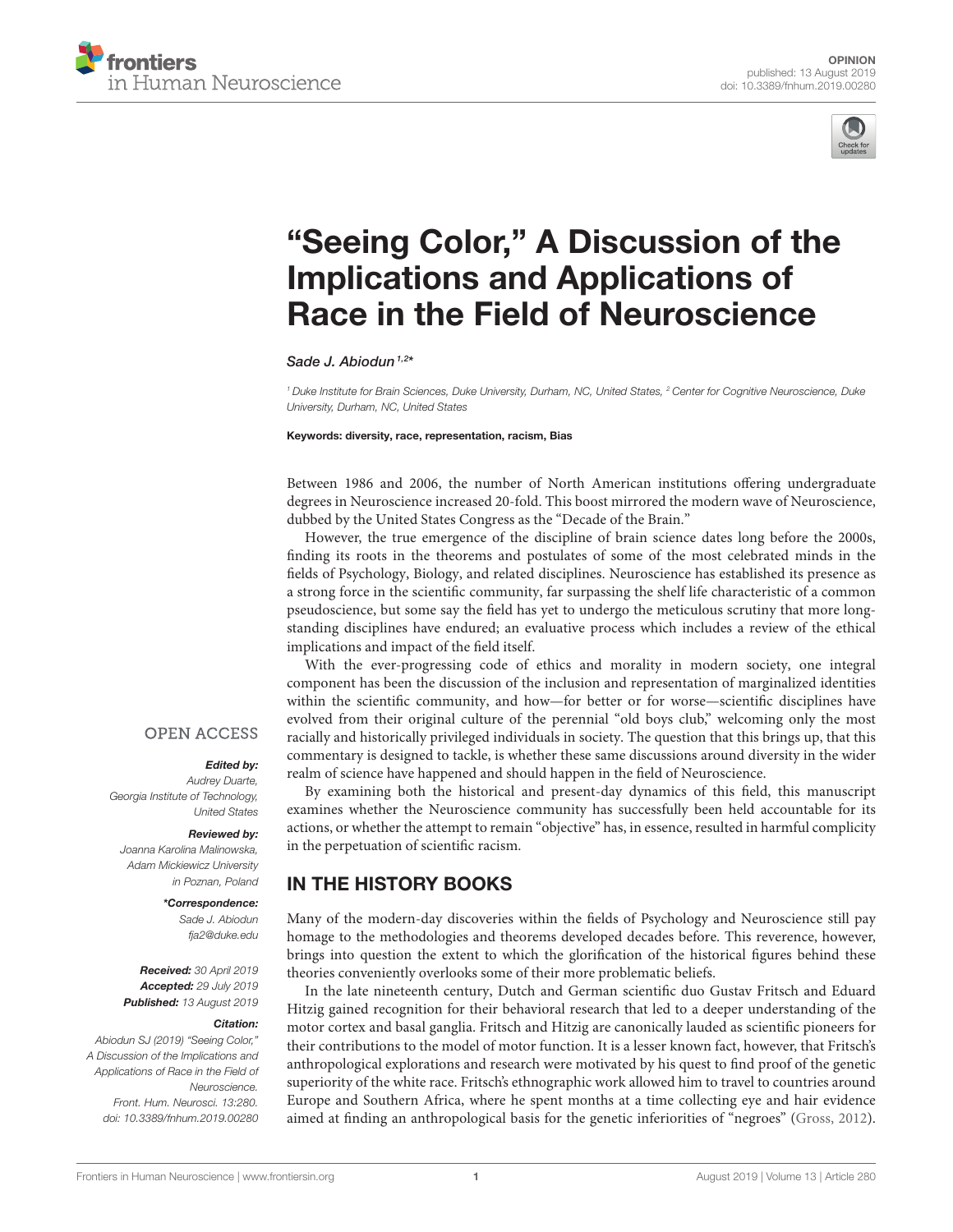OPINION
published: 13 August 2019
doi: 10.3389/fnhum.2019.00280

# "Seeing Color," A Discussion of the Implications and Applications of Race in the Field of Neuroscience

*Sade J. Abiodun*[1,2]*

[1] Duke Institute for Brain Sciences, Duke University, Durham, NC, United States, [2] Center for Cognitive Neuroscience, Duke University, Durham, NC, United States

**Keywords: diversity, race, representation, racism, Bias**

OPEN ACCESS

***Edited by:***
Audrey Duarte,
Georgia Institute of Technology,
United States

***Reviewed by:***
Joanna Karolina Malinowska,
Adam Mickiewicz University
in Poznan, Poland

***\*Correspondence:***
Sade J. Abiodun
fja2@duke.edu

***Received:*** 30 April 2019
***Accepted:*** 29 July 2019
***Published:*** 13 August 2019

***Citation:***
Abiodun SJ (2019) "Seeing Color," A Discussion of the Implications and Applications of Race in the Field of Neuroscience.
Front. Hum. Neurosci. 13:280.
doi: 10.3389/fnhum.2019.00280

Between 1986 and 2006, the number of North American institutions offering undergraduate degrees in Neuroscience increased 20-fold. This boost mirrored the modern wave of Neuroscience, dubbed by the United States Congress as the "Decade of the Brain."

However, the true emergence of the discipline of brain science dates long before the 2000s, finding its roots in the theorems and postulates of some of the most celebrated minds in the fields of Psychology, Biology, and related disciplines. Neuroscience has established its presence as a strong force in the scientific community, far surpassing the shelf life characteristic of a common pseudoscience, but some say the field has yet to undergo the meticulous scrutiny that more long-standing disciplines have endured; an evaluative process which includes a review of the ethical implications and impact of the field itself.

With the ever-progressing code of ethics and morality in modern society, one integral component has been the discussion of the inclusion and representation of marginalized identities within the scientific community, and how—for better or for worse—scientific disciplines have evolved from their original culture of the perennial "old boys club," welcoming only the most racially and historically privileged individuals in society. The question that this brings up, that this commentary is designed to tackle, is whether these same discussions around diversity in the wider realm of science have happened and should happen in the field of Neuroscience.

By examining both the historical and present-day dynamics of this field, this manuscript examines whether the Neuroscience community has successfully been held accountable for its actions, or whether the attempt to remain "objective" has, in essence, resulted in harmful complicity in the perpetuation of scientific racism.

## IN THE HISTORY BOOKS

Many of the modern-day discoveries within the fields of Psychology and Neuroscience still pay homage to the methodologies and theorems developed decades before. This reverence, however, brings into question the extent to which the glorification of the historical figures behind these theories conveniently overlooks some of their more problematic beliefs.

In the late nineteenth century, Dutch and German scientific duo Gustav Fritsch and Eduard Hitzig gained recognition for their behavioral research that led to a deeper understanding of the motor cortex and basal ganglia. Fritsch and Hitzig are canonically lauded as scientific pioneers for their contributions to the model of motor function. It is a lesser known fact, however, that Fritsch's anthropological explorations and research were motivated by his quest to find proof of the genetic superiority of the white race. Fritsch's ethnographic work allowed him to travel to countries around Europe and Southern Africa, where he spent months at a time collecting eye and hair evidence aimed at finding an anthropological basis for the genetic inferiorities of "negroes" (Gross, 2012).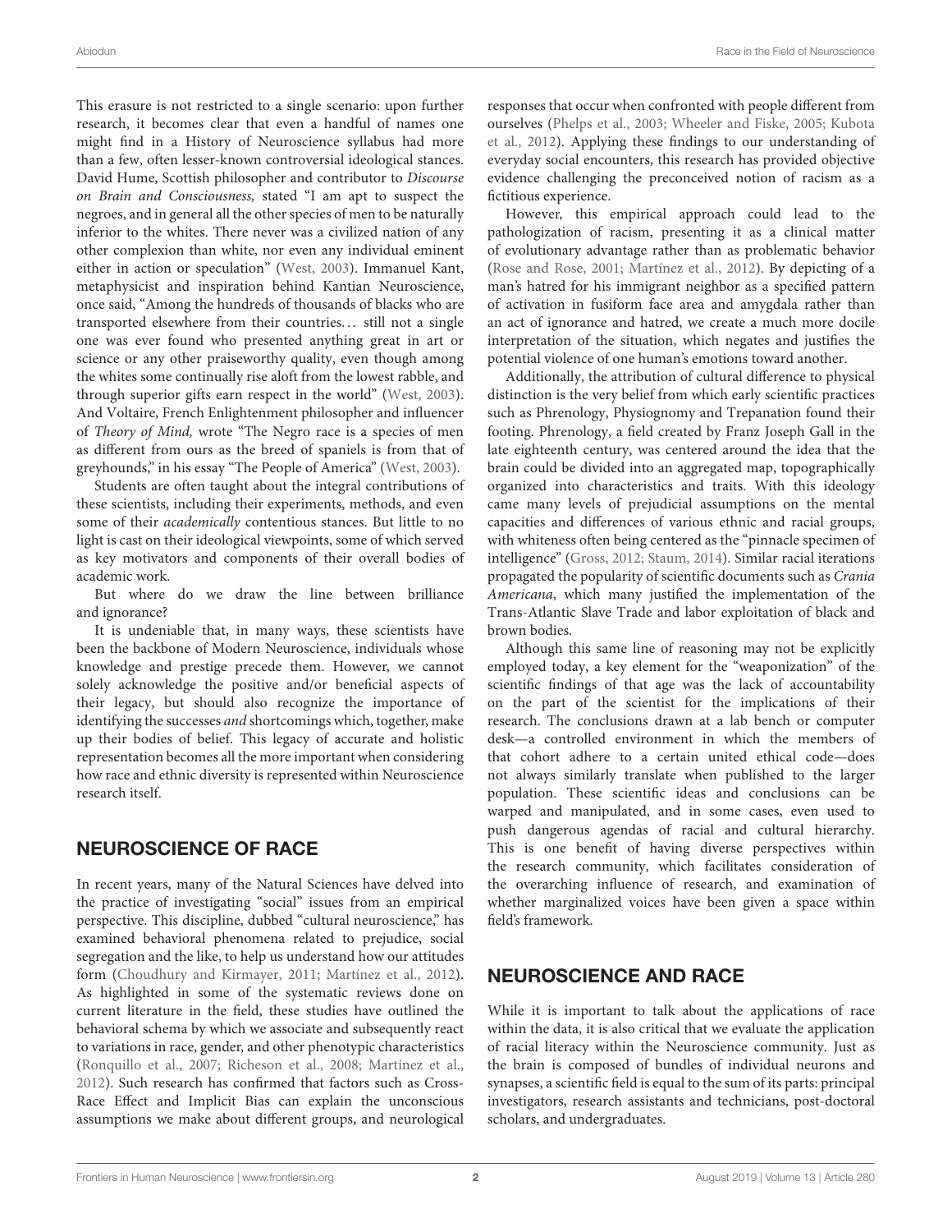This erasure is not restricted to a single scenario: upon further research, it becomes clear that even a handful of names one might find in a History of Neuroscience syllabus had more than a few, often lesser-known controversial ideological stances. David Hume, Scottish philosopher and contributor to *Discourse on Brain and Consciousness,* stated "I am apt to suspect the negroes, and in general all the other species of men to be naturally inferior to the whites. There never was a civilized nation of any other complexion than white, nor even any individual eminent either in action or speculation" (West, 2003). Immanuel Kant, metaphysicist and inspiration behind Kantian Neuroscience, once said, "Among the hundreds of thousands of blacks who are transported elsewhere from their countries… still not a single one was ever found who presented anything great in art or science or any other praiseworthy quality, even though among the whites some continually rise aloft from the lowest rabble, and through superior gifts earn respect in the world" (West, 2003). And Voltaire, French Enlightenment philosopher and influencer of *Theory of Mind,* wrote "The Negro race is a species of men as different from ours as the breed of spaniels is from that of greyhounds," in his essay "The People of America" (West, 2003).

Students are often taught about the integral contributions of these scientists, including their experiments, methods, and even some of their *academically* contentious stances. But little to no light is cast on their ideological viewpoints, some of which served as key motivators and components of their overall bodies of academic work.

But where do we draw the line between brilliance and ignorance?

It is undeniable that, in many ways, these scientists have been the backbone of Modern Neuroscience, individuals whose knowledge and prestige precede them. However, we cannot solely acknowledge the positive and/or beneficial aspects of their legacy, but should also recognize the importance of identifying the successes *and* shortcomings which, together, make up their bodies of belief. This legacy of accurate and holistic representation becomes all the more important when considering how race and ethnic diversity is represented within Neuroscience research itself.

## NEUROSCIENCE OF RACE

In recent years, many of the Natural Sciences have delved into the practice of investigating "social" issues from an empirical perspective. This discipline, dubbed "cultural neuroscience," has examined behavioral phenomena related to prejudice, social segregation and the like, to help us understand how our attitudes form (Choudhury and Kirmayer, 2011; Martínez et al., 2012). As highlighted in some of the systematic reviews done on current literature in the field, these studies have outlined the behavioral schema by which we associate and subsequently react to variations in race, gender, and other phenotypic characteristics (Ronquillo et al., 2007; Richeson et al., 2008; Martínez et al., 2012). Such research has confirmed that factors such as Cross-Race Effect and Implicit Bias can explain the unconscious assumptions we make about different groups, and neurological responses that occur when confronted with people different from ourselves (Phelps et al., 2003; Wheeler and Fiske, 2005; Kubota et al., 2012). Applying these findings to our understanding of everyday social encounters, this research has provided objective evidence challenging the preconceived notion of racism as a fictitious experience.

However, this empirical approach could lead to the pathologization of racism, presenting it as a clinical matter of evolutionary advantage rather than as problematic behavior (Rose and Rose, 2001; Martínez et al., 2012). By depicting of a man's hatred for his immigrant neighbor as a specified pattern of activation in fusiform face area and amygdala rather than an act of ignorance and hatred, we create a much more docile interpretation of the situation, which negates and justifies the potential violence of one human's emotions toward another.

Additionally, the attribution of cultural difference to physical distinction is the very belief from which early scientific practices such as Phrenology, Physiognomy and Trepanation found their footing. Phrenology, a field created by Franz Joseph Gall in the late eighteenth century, was centered around the idea that the brain could be divided into an aggregated map, topographically organized into characteristics and traits. With this ideology came many levels of prejudicial assumptions on the mental capacities and differences of various ethnic and racial groups, with whiteness often being centered as the "pinnacle specimen of intelligence" (Gross, 2012; Staum, 2014). Similar racial iterations propagated the popularity of scientific documents such as *Crania Americana*, which many justified the implementation of the Trans-Atlantic Slave Trade and labor exploitation of black and brown bodies.

Although this same line of reasoning may not be explicitly employed today, a key element for the "weaponization" of the scientific findings of that age was the lack of accountability on the part of the scientist for the implications of their research. The conclusions drawn at a lab bench or computer desk—a controlled environment in which the members of that cohort adhere to a certain united ethical code—does not always similarly translate when published to the larger population. These scientific ideas and conclusions can be warped and manipulated, and in some cases, even used to push dangerous agendas of racial and cultural hierarchy. This is one benefit of having diverse perspectives within the research community, which facilitates consideration of the overarching influence of research, and examination of whether marginalized voices have been given a space within field's framework.

## NEUROSCIENCE AND RACE

While it is important to talk about the applications of race within the data, it is also critical that we evaluate the application of racial literacy within the Neuroscience community. Just as the brain is composed of bundles of individual neurons and synapses, a scientific field is equal to the sum of its parts: principal investigators, research assistants and technicians, post-doctoral scholars, and undergraduates.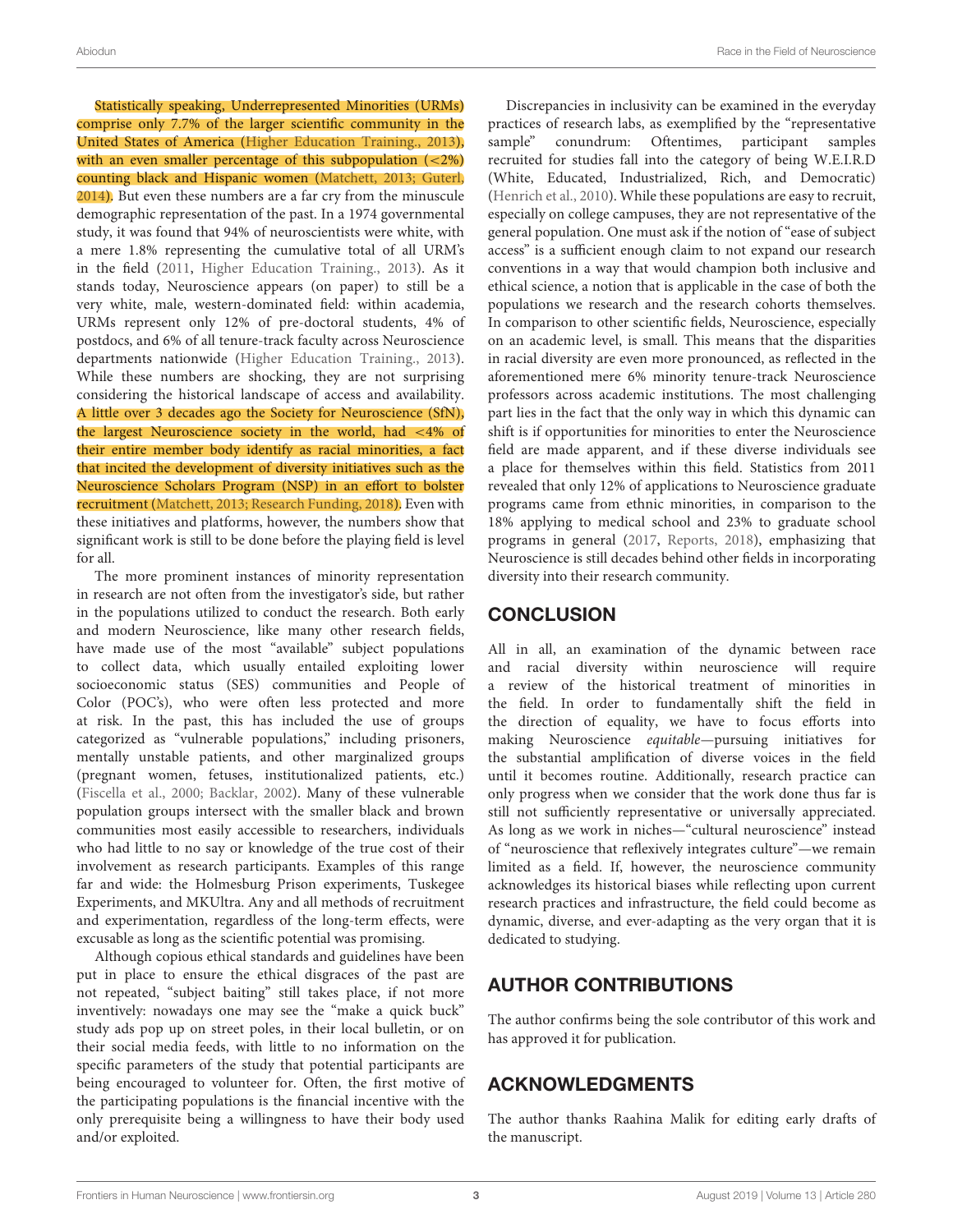Statistically speaking, Underrepresented Minorities (URMs) comprise only 7.7% of the larger scientific community in the United States of America (Higher Education Training., 2013), with an even smaller percentage of this subpopulation (<2%) counting black and Hispanic women (Matchett, 2013; Guterl, 2014). But even these numbers are a far cry from the minuscule demographic representation of the past. In a 1974 governmental study, it was found that 94% of neuroscientists were white, with a mere 1.8% representing the cumulative total of all URM's in the field (2011, Higher Education Training., 2013). As it stands today, Neuroscience appears (on paper) to still be a very white, male, western-dominated field: within academia, URMs represent only 12% of pre-doctoral students, 4% of postdocs, and 6% of all tenure-track faculty across Neuroscience departments nationwide (Higher Education Training., 2013). While these numbers are shocking, they are not surprising considering the historical landscape of access and availability. A little over 3 decades ago the Society for Neuroscience (SfN), the largest Neuroscience society in the world, had <4% of their entire member body identify as racial minorities, a fact that incited the development of diversity initiatives such as the Neuroscience Scholars Program (NSP) in an effort to bolster recruitment (Matchett, 2013; Research Funding, 2018). Even with these initiatives and platforms, however, the numbers show that significant work is still to be done before the playing field is level for all.

The more prominent instances of minority representation in research are not often from the investigator's side, but rather in the populations utilized to conduct the research. Both early and modern Neuroscience, like many other research fields, have made use of the most "available" subject populations to collect data, which usually entailed exploiting lower socioeconomic status (SES) communities and People of Color (POC's), who were often less protected and more at risk. In the past, this has included the use of groups categorized as "vulnerable populations," including prisoners, mentally unstable patients, and other marginalized groups (pregnant women, fetuses, institutionalized patients, etc.) (Fiscella et al., 2000; Backlar, 2002). Many of these vulnerable population groups intersect with the smaller black and brown communities most easily accessible to researchers, individuals who had little to no say or knowledge of the true cost of their involvement as research participants. Examples of this range far and wide: the Holmesburg Prison experiments, Tuskegee Experiments, and MKUltra. Any and all methods of recruitment and experimentation, regardless of the long-term effects, were excusable as long as the scientific potential was promising.

Although copious ethical standards and guidelines have been put in place to ensure the ethical disgraces of the past are not repeated, "subject baiting" still takes place, if not more inventively: nowadays one may see the "make a quick buck" study ads pop up on street poles, in their local bulletin, or on their social media feeds, with little to no information on the specific parameters of the study that potential participants are being encouraged to volunteer for. Often, the first motive of the participating populations is the financial incentive with the only prerequisite being a willingness to have their body used and/or exploited.

Discrepancies in inclusivity can be examined in the everyday practices of research labs, as exemplified by the "representative sample" conundrum: Oftentimes, participant samples recruited for studies fall into the category of being W.E.I.R.D (White, Educated, Industrialized, Rich, and Democratic) (Henrich et al., 2010). While these populations are easy to recruit, especially on college campuses, they are not representative of the general population. One must ask if the notion of "ease of subject access" is a sufficient enough claim to not expand our research conventions in a way that would champion both inclusive and ethical science, a notion that is applicable in the case of both the populations we research and the research cohorts themselves. In comparison to other scientific fields, Neuroscience, especially on an academic level, is small. This means that the disparities in racial diversity are even more pronounced, as reflected in the aforementioned mere 6% minority tenure-track Neuroscience professors across academic institutions. The most challenging part lies in the fact that the only way in which this dynamic can shift is if opportunities for minorities to enter the Neuroscience field are made apparent, and if these diverse individuals see a place for themselves within this field. Statistics from 2011 revealed that only 12% of applications to Neuroscience graduate programs came from ethnic minorities, in comparison to the 18% applying to medical school and 23% to graduate school programs in general (2017, Reports, 2018), emphasizing that Neuroscience is still decades behind other fields in incorporating diversity into their research community.

## CONCLUSION

All in all, an examination of the dynamic between race and racial diversity within neuroscience will require a review of the historical treatment of minorities in the field. In order to fundamentally shift the field in the direction of equality, we have to focus efforts into making Neuroscience *equitable*—pursuing initiatives for the substantial amplification of diverse voices in the field until it becomes routine. Additionally, research practice can only progress when we consider that the work done thus far is still not sufficiently representative or universally appreciated. As long as we work in niches—"cultural neuroscience" instead of "neuroscience that reflexively integrates culture"—we remain limited as a field. If, however, the neuroscience community acknowledges its historical biases while reflecting upon current research practices and infrastructure, the field could become as dynamic, diverse, and ever-adapting as the very organ that it is dedicated to studying.

## AUTHOR CONTRIBUTIONS

The author confirms being the sole contributor of this work and has approved it for publication.

## ACKNOWLEDGMENTS

The author thanks Raahina Malik for editing early drafts of the manuscript.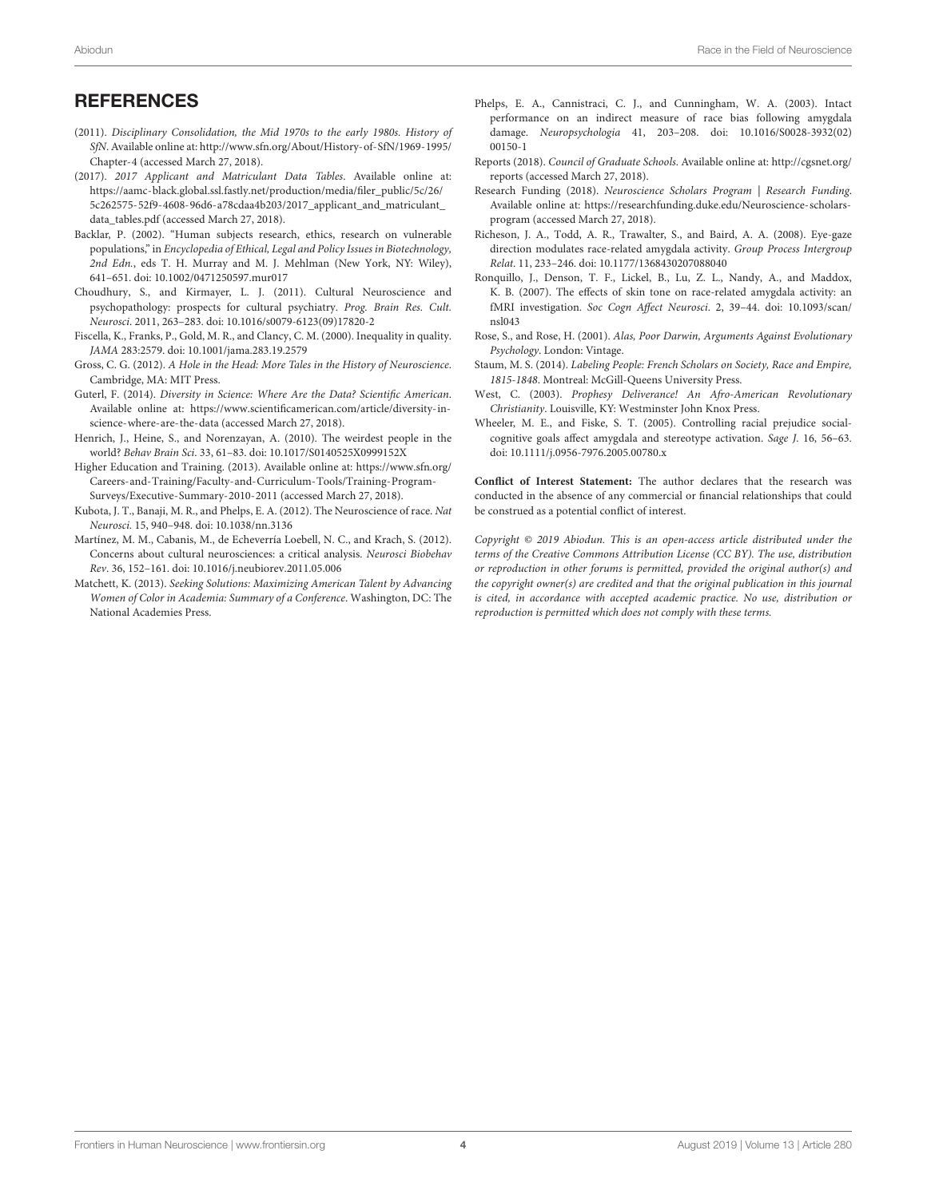## REFERENCES

(2011). *Disciplinary Consolidation, the Mid 1970s to the early 1980s. History of SfN*. Available online at: http://www.sfn.org/About/History-of-SfN/1969-1995/Chapter-4 (accessed March 27, 2018).

(2017). *2017 Applicant and Matriculant Data Tables*. Available online at: https://aamc-black.global.ssl.fastly.net/production/media/filer_public/5c/26/5c262575-52f9-4608-96d6-a78cdaa4b203/2017_applicant_and_matriculant_data_tables.pdf (accessed March 27, 2018).

Backlar, P. (2002). "Human subjects research, ethics, research on vulnerable populations," in *Encyclopedia of Ethical, Legal and Policy Issues in Biotechnology, 2nd Edn.*, eds T. H. Murray and M. J. Mehlman (New York, NY: Wiley), 641–651. doi: 10.1002/0471250597.mur017

Choudhury, S., and Kirmayer, L. J. (2011). Cultural Neuroscience and psychopathology: prospects for cultural psychiatry. *Prog. Brain Res. Cult. Neurosci*. 2011, 263–283. doi: 10.1016/s0079-6123(09)17820-2

Fiscella, K., Franks, P., Gold, M. R., and Clancy, C. M. (2000). Inequality in quality. *JAMA* 283:2579. doi: 10.1001/jama.283.19.2579

Gross, C. G. (2012). *A Hole in the Head: More Tales in the History of Neuroscience*. Cambridge, MA: MIT Press.

Guterl, F. (2014). *Diversity in Science: Where Are the Data? Scientific American*. Available online at: https://www.scientificamerican.com/article/diversity-in-science-where-are-the-data (accessed March 27, 2018).

Henrich, J., Heine, S., and Norenzayan, A. (2010). The weirdest people in the world? *Behav Brain Sci*. 33, 61–83. doi: 10.1017/S0140525X0999152X

Higher Education and Training. (2013). Available online at: https://www.sfn.org/Careers-and-Training/Faculty-and-Curriculum-Tools/Training-Program-Surveys/Executive-Summary-2010-2011 (accessed March 27, 2018).

Kubota, J. T., Banaji, M. R., and Phelps, E. A. (2012). The Neuroscience of race. *Nat Neurosci*. 15, 940–948. doi: 10.1038/nn.3136

Martínez, M. M., Cabanis, M., de Echeverría Loebell, N. C., and Krach, S. (2012). Concerns about cultural neurosciences: a critical analysis. *Neurosci Biobehav Rev*. 36, 152–161. doi: 10.1016/j.neubiorev.2011.05.006

Matchett, K. (2013). *Seeking Solutions: Maximizing American Talent by Advancing Women of Color in Academia: Summary of a Conference*. Washington, DC: The National Academies Press.

Phelps, E. A., Cannistraci, C. J., and Cunningham, W. A. (2003). Intact performance on an indirect measure of race bias following amygdala damage. *Neuropsychologia* 41, 203–208. doi: 10.1016/S0028-3932(02)00150-1

Reports (2018). *Council of Graduate Schools*. Available online at: http://cgsnet.org/reports (accessed March 27, 2018).

Research Funding (2018). *Neuroscience Scholars Program | Research Funding*. Available online at: https://researchfunding.duke.edu/Neuroscience-scholars-program (accessed March 27, 2018).

Richeson, J. A., Todd, A. R., Trawalter, S., and Baird, A. A. (2008). Eye-gaze direction modulates race-related amygdala activity. *Group Process Intergroup Relat*. 11, 233–246. doi: 10.1177/1368430207088040

Ronquillo, J., Denson, T. F., Lickel, B., Lu, Z. L., Nandy, A., and Maddox, K. B. (2007). The effects of skin tone on race-related amygdala activity: an fMRI investigation. *Soc Cogn Affect Neurosci*. 2, 39–44. doi: 10.1093/scan/nsl043

Rose, S., and Rose, H. (2001). *Alas, Poor Darwin, Arguments Against Evolutionary Psychology*. London: Vintage.

Staum, M. S. (2014). *Labeling People: French Scholars on Society, Race and Empire, 1815-1848*. Montreal: McGill-Queens University Press.

West, C. (2003). *Prophesy Deliverance! An Afro-American Revolutionary Christianity*. Louisville, KY: Westminster John Knox Press.

Wheeler, M. E., and Fiske, S. T. (2005). Controlling racial prejudice social-cognitive goals affect amygdala and stereotype activation. *Sage J*. 16, 56–63. doi: 10.1111/j.0956-7976.2005.00780.x

**Conflict of Interest Statement:** The author declares that the research was conducted in the absence of any commercial or financial relationships that could be construed as a potential conflict of interest.

*Copyright © 2019 Abiodun. This is an open-access article distributed under the terms of the Creative Commons Attribution License (CC BY). The use, distribution or reproduction in other forums is permitted, provided the original author(s) and the copyright owner(s) are credited and that the original publication in this journal is cited, in accordance with accepted academic practice. No use, distribution or reproduction is permitted which does not comply with these terms.*